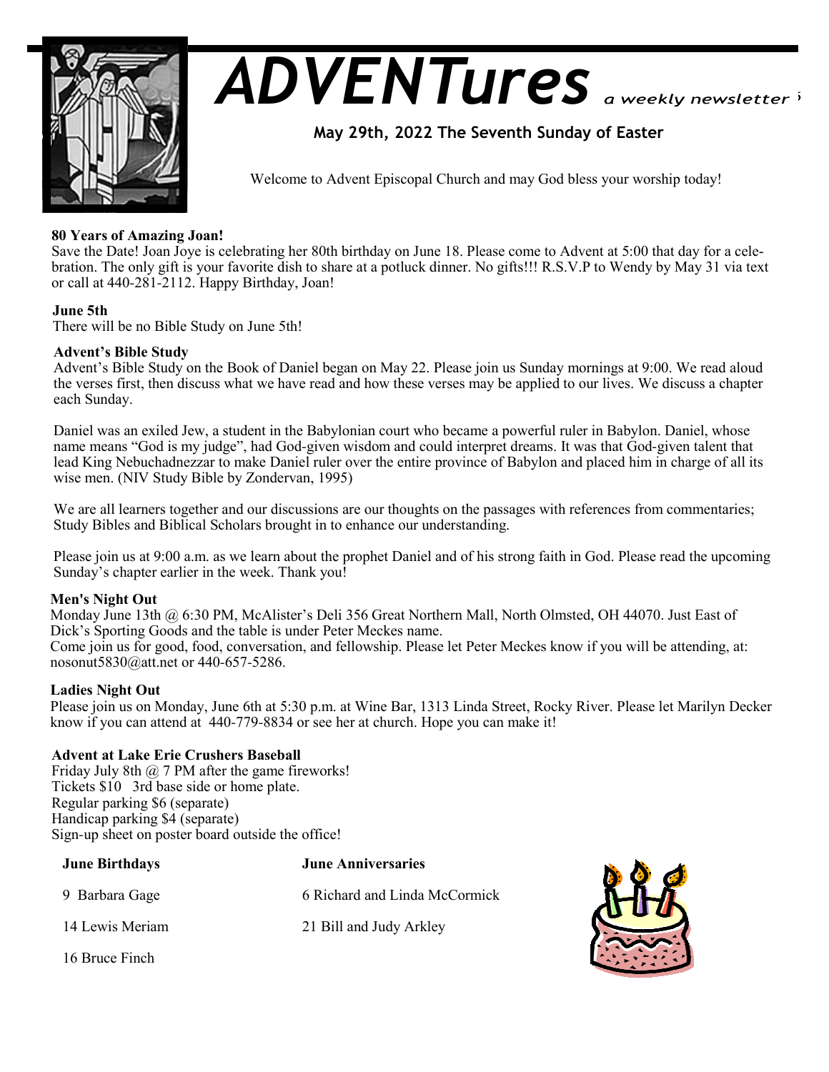# ADVENTures *a weekly newsletter*

**May 29th, 2022 The Seventh Sunday of Easter**

Welcome to Advent Episcopal Church and may God bless your worship today!

**80 Years of Amazing Joan!**

Save the Date! Joan Joye is celebrating her 80th birthday on June 18. Please come to Advent at 5:00 that day for a celebration. The only gift is your favorite dish to share at a potluck dinner. No gifts!!! R.S.V.P to Wendy by May 31 via text or call at 440-281-2112. Happy Birthday, Joan!

**June 5th**

There will be no Bible Study on June 5th!

**Advent's Bible Study**

Advent's Bible Study on the Book of Daniel began on May 22. Please join us Sunday mornings at 9:00. We read aloud the verses first, then discuss what we have read and how these verses may be applied to our lives. We discuss a chapter each Sunday.

Daniel was an exiled Jew, a student in the Babylonian court who became a powerful ruler in Babylon. Daniel, whose name means "God is my judge", had God-given wisdom and could interpret dreams. It was that God-given talent that lead King Nebuchadnezzar to make Daniel ruler over the entire province of Babylon and placed him in charge of all its wise men. (NIV Study Bible by Zondervan, 1995)

We are all learners together and our discussions are our thoughts on the passages with references from commentaries; Study Bibles and Biblical Scholars brought in to enhance our understanding.

Please join us at 9:00 a.m. as we learn about the prophet Daniel and of his strong faith in God. Please read the upcoming Sunday's chapter earlier in the week. Thank you!

**Men's Night Out**

Monday June 13th @ 6:30 PM, McAlister's Deli 356 Great Northern Mall, North Olmsted, OH 44070. Just East of Dick's Sporting Goods and the table is under Peter Meckes name.
Come join us for good, food, conversation, and fellowship. Please let Peter Meckes know if you will be attending, at: nosonut5830@att.net or 440-657-5286.

**Ladies Night Out**

Please join us on Monday, June 6th at 5:30 p.m. at Wine Bar, 1313 Linda Street, Rocky River. Please let Marilyn Decker know if you can attend at 440-779-8834 or see her at church. Hope you can make it!

**Advent at Lake Erie Crushers Baseball**

Friday July 8th @ 7 PM after the game fireworks!
Tickets $10 3rd base side or home plate.
Regular parking $6 (separate)
Handicap parking $4 (separate)
Sign-up sheet on poster board outside the office!

**June Birthdays**

9 Barbara Gage

14 Lewis Meriam

16 Bruce Finch

**June Anniversaries**

6 Richard and Linda McCormick

21 Bill and Judy Arkley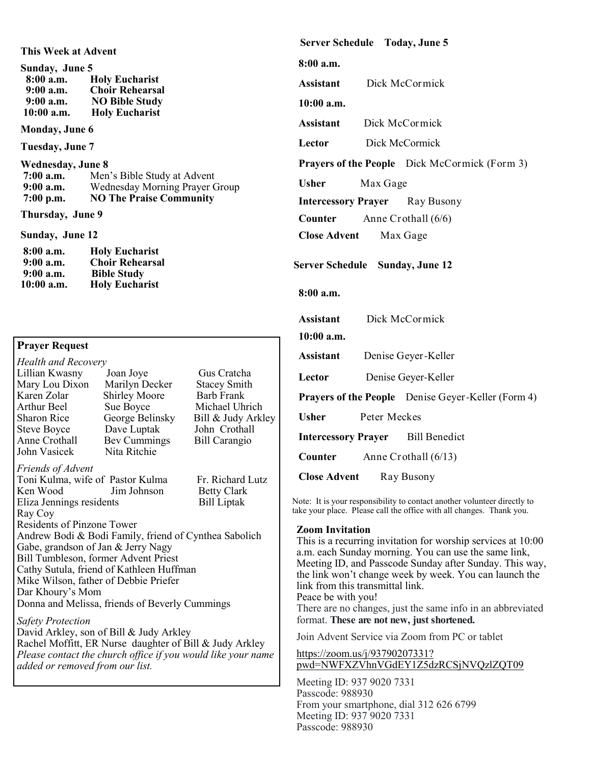## This Week at Advent

**Sunday, June 5**

| | |
|---|---|
| **8:00 a.m.** | **Holy Eucharist** |
| **9:00 a.m.** | **Choir Rehearsal** |
| **9:00 a.m.** | **NO Bible Study** |
| **10:00 a.m.** | **Holy Eucharist** |

**Monday, June 6**

**Tuesday, June 7**

**Wednesday, June 8**

| | |
|---|---|
| **7:00 a.m.** | Men's Bible Study at Advent |
| **9:00 a.m.** | Wednesday Morning Prayer Group |
| **7:00 p.m.** | **NO The Praise Community** |

**Thursday, June 9**

**Sunday, June 12**

| | |
|---|---|
| **8:00 a.m.** | **Holy Eucharist** |
| **9:00 a.m.** | **Choir Rehearsal** |
| **9:00 a.m.** | **Bible Study** |
| **10:00 a.m.** | **Holy Eucharist** |

## Prayer Request

*Health and Recovery*

| | | |
|---|---|---|
| Lillian Kwasny | Joan Joye | Gus Cratcha |
| Mary Lou Dixon | Marilyn Decker | Stacey Smith |
| Karen Zolar | Shirley Moore | Barb Frank |
| Arthur Beel | Sue Boyce | Michael Uhrich |
| Sharon Rice | George Belinsky | Bill & Judy Arkley |
| Steve Boyce | Dave Luptak | John Crothall |
| Anne Crothall | Bev Cummings | Bill Carangio |
| John Vasicek | Nita Ritchie | |

*Friends of Advent*

| | | |
|---|---|---|
| Toni Kulma, wife of Pastor Kulma | | Fr. Richard Lutz |
| Ken Wood | Jim Johnson | Betty Clark |
| Eliza Jennings residents | | Bill Liptak |

Ray Coy
Residents of Pinzone Tower
Andrew Bodi & Bodi Family, friend of Cynthea Sabolich
Gabe, grandson of Jan & Jerry Nagy
Bill Tumbleson, former Advent Priest
Cathy Sutula, friend of Kathleen Huffman
Mike Wilson, father of Debbie Priefer
Dar Khoury's Mom
Donna and Melissa, friends of Beverly Cummings

*Safety Protection*

David Arkley, son of Bill & Judy Arkley
Rachel Moffitt, ER Nurse daughter of Bill & Judy Arkley

*Please contact the church office if you would like your name added or removed from our list.*

## Server Schedule Today, June 5

**8:00 a.m.**

**Assistant** Dick McCormick

**10:00 a.m.**

**Assistant** Dick McCormick

**Lector** Dick McCormick

**Prayers of the People** Dick McCormick (Form 3)

**Usher** Max Gage

**Intercessory Prayer** Ray Busony

**Counter** Anne Crothall (6/6)

**Close Advent** Max Gage

## Server Schedule Sunday, June 12

**8:00 a.m.**

**Assistant** Dick McCormick

**10:00 a.m.**

**Assistant** Denise Geyer-Keller

**Lector** Denise Geyer-Keller

**Prayers of the People** Denise Geyer-Keller (Form 4)

**Usher** Peter Meckes

**Intercessory Prayer** Bill Benedict

**Counter** Anne Crothall (6/13)

**Close Advent** Ray Busony

Note: It is your responsibility to contact another volunteer directly to take your place. Please call the office with all changes. Thank you.

## Zoom Invitation

This is a recurring invitation for worship services at 10:00 a.m. each Sunday morning. You can use the same link, Meeting ID, and Passcode Sunday after Sunday. This way, the link won't change week by week. You can launch the link from this transmittal link.
Peace be with you!
There are no changes, just the same info in an abbreviated format. **These are not new, just shortened.**

Join Advent Service via Zoom from PC or tablet

https://zoom.us/j/93790207331?pwd=NWFXZVhnVGdEY1Z5dzRCSjNVQzlZQT09

Meeting ID: 937 9020 7331
Passcode: 988930
From your smartphone, dial 312 626 6799
Meeting ID: 937 9020 7331
Passcode: 988930